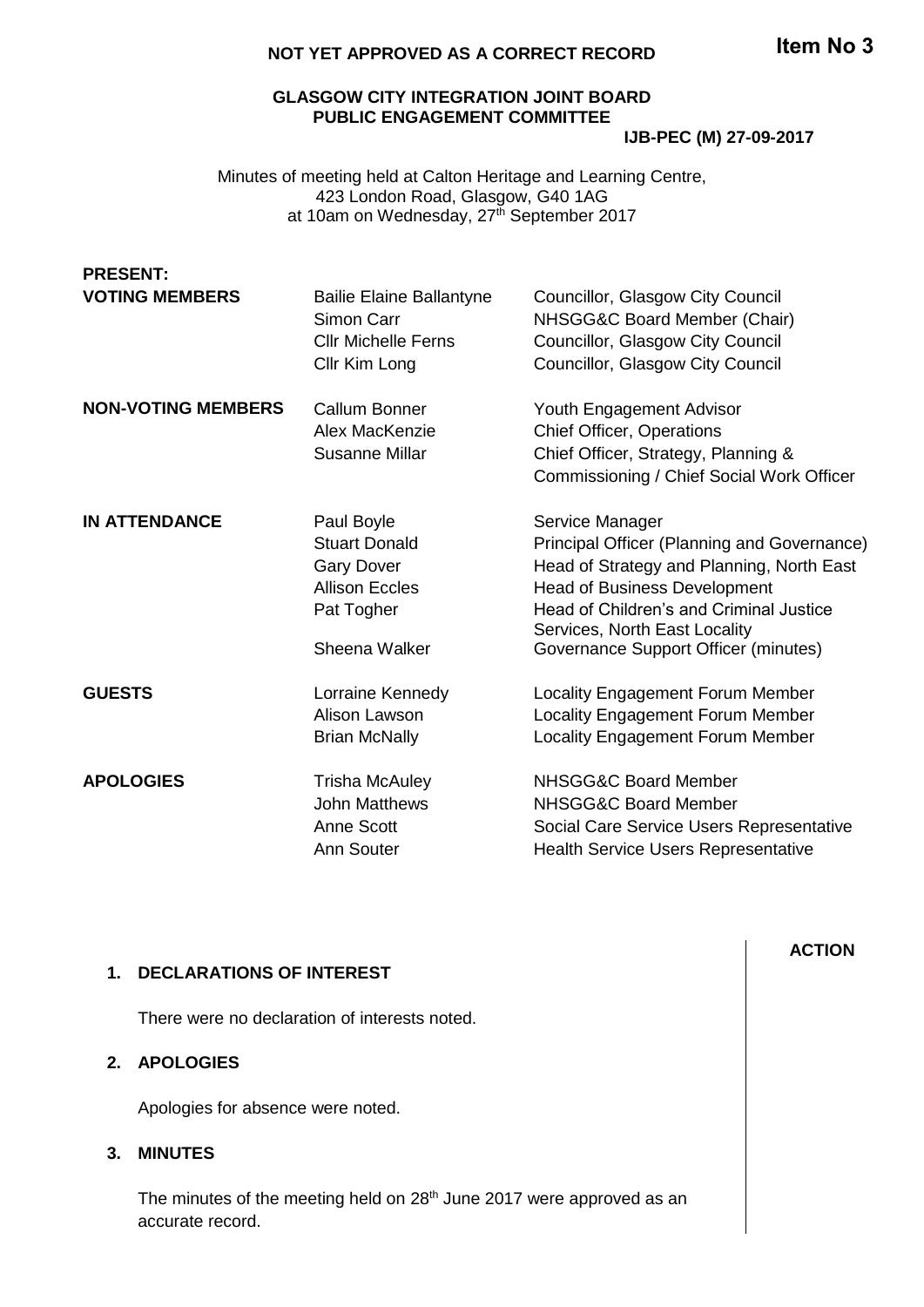**Item No 3**

**NOT YET APPROVED AS A CORRECT RECORD**

**GLASGOW CITY INTEGRATION JOINT BOARD**
**PUBLIC ENGAGEMENT COMMITTEE**

**IJB-PEC (M) 27-09-2017**

Minutes of meeting held at Calton Heritage and Learning Centre, 423 London Road, Glasgow, G40 1AG at 10am on Wednesday, 27th September 2017

**PRESENT:**

| | | |
|---|---|---|
| **VOTING MEMBERS** | Bailie Elaine Ballantyne | Councillor, Glasgow City Council |
| | Simon Carr | NHSGG&C Board Member (Chair) |
| | Cllr Michelle Ferns | Councillor, Glasgow City Council |
| | Cllr Kim Long | Councillor, Glasgow City Council |
| **NON-VOTING MEMBERS** | Callum Bonner | Youth Engagement Advisor |
| | Alex MacKenzie | Chief Officer, Operations |
| | Susanne Millar | Chief Officer, Strategy, Planning & Commissioning / Chief Social Work Officer |
| **IN ATTENDANCE** | Paul Boyle | Service Manager |
| | Stuart Donald | Principal Officer (Planning and Governance) |
| | Gary Dover | Head of Strategy and Planning, North East |
| | Allison Eccles | Head of Business Development |
| | Pat Togher | Head of Children's and Criminal Justice Services, North East Locality |
| | Sheena Walker | Governance Support Officer (minutes) |
| **GUESTS** | Lorraine Kennedy | Locality Engagement Forum Member |
| | Alison Lawson | Locality Engagement Forum Member |
| | Brian McNally | Locality Engagement Forum Member |
| **APOLOGIES** | Trisha McAuley | NHSGG&C Board Member |
| | John Matthews | NHSGG&C Board Member |
| | Anne Scott | Social Care Service Users Representative |
| | Ann Souter | Health Service Users Representative |

**ACTION**

## 1. DECLARATIONS OF INTEREST

There were no declaration of interests noted.

## 2. APOLOGIES

Apologies for absence were noted.

## 3. MINUTES

The minutes of the meeting held on 28th June 2017 were approved as an accurate record.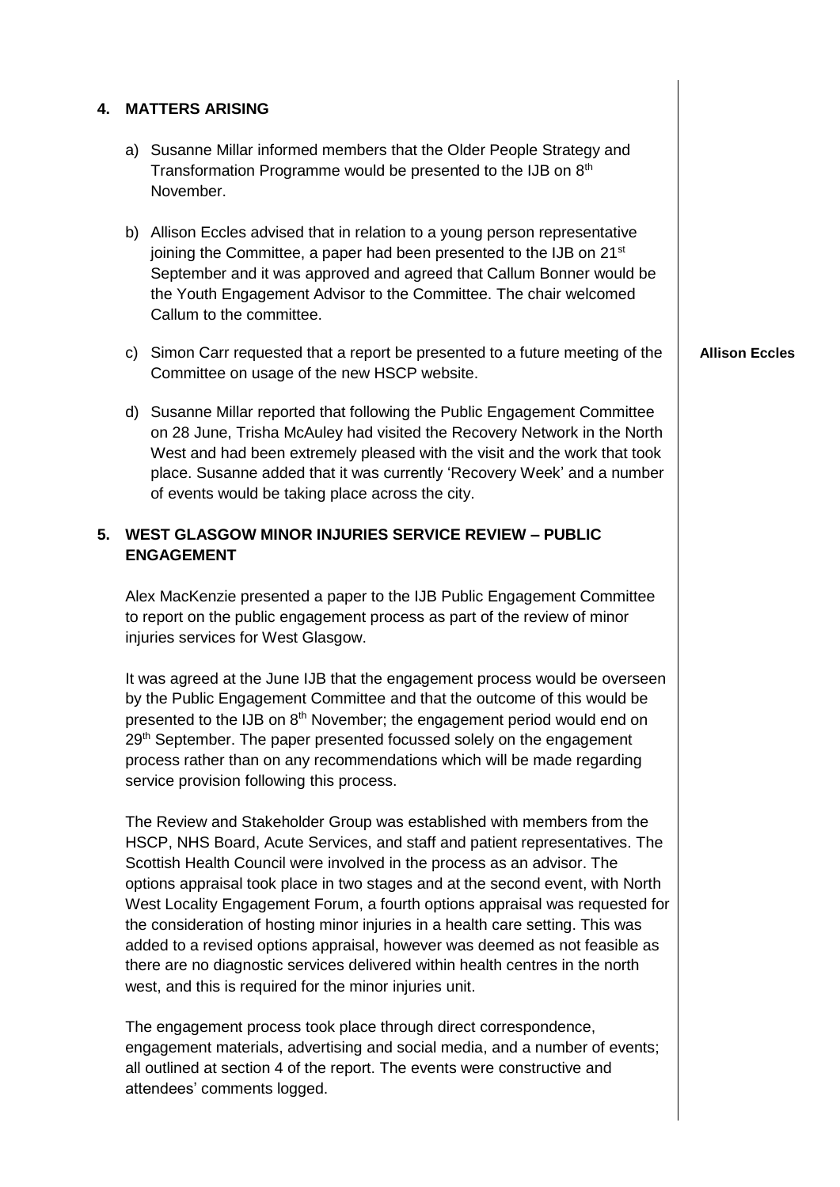## 4. MATTERS ARISING

a) Susanne Millar informed members that the Older People Strategy and Transformation Programme would be presented to the IJB on 8th November.

b) Allison Eccles advised that in relation to a young person representative joining the Committee, a paper had been presented to the IJB on 21st September and it was approved and agreed that Callum Bonner would be the Youth Engagement Advisor to the Committee. The chair welcomed Callum to the committee.

c) Simon Carr requested that a report be presented to a future meeting of the Committee on usage of the new HSCP website. **Allison Eccles**

d) Susanne Millar reported that following the Public Engagement Committee on 28 June, Trisha McAuley had visited the Recovery Network in the North West and had been extremely pleased with the visit and the work that took place. Susanne added that it was currently 'Recovery Week' and a number of events would be taking place across the city.

## 5. WEST GLASGOW MINOR INJURIES SERVICE REVIEW – PUBLIC ENGAGEMENT

Alex MacKenzie presented a paper to the IJB Public Engagement Committee to report on the public engagement process as part of the review of minor injuries services for West Glasgow.

It was agreed at the June IJB that the engagement process would be overseen by the Public Engagement Committee and that the outcome of this would be presented to the IJB on 8th November; the engagement period would end on 29th September. The paper presented focussed solely on the engagement process rather than on any recommendations which will be made regarding service provision following this process.

The Review and Stakeholder Group was established with members from the HSCP, NHS Board, Acute Services, and staff and patient representatives. The Scottish Health Council were involved in the process as an advisor. The options appraisal took place in two stages and at the second event, with North West Locality Engagement Forum, a fourth options appraisal was requested for the consideration of hosting minor injuries in a health care setting. This was added to a revised options appraisal, however was deemed as not feasible as there are no diagnostic services delivered within health centres in the north west, and this is required for the minor injuries unit.

The engagement process took place through direct correspondence, engagement materials, advertising and social media, and a number of events; all outlined at section 4 of the report. The events were constructive and attendees' comments logged.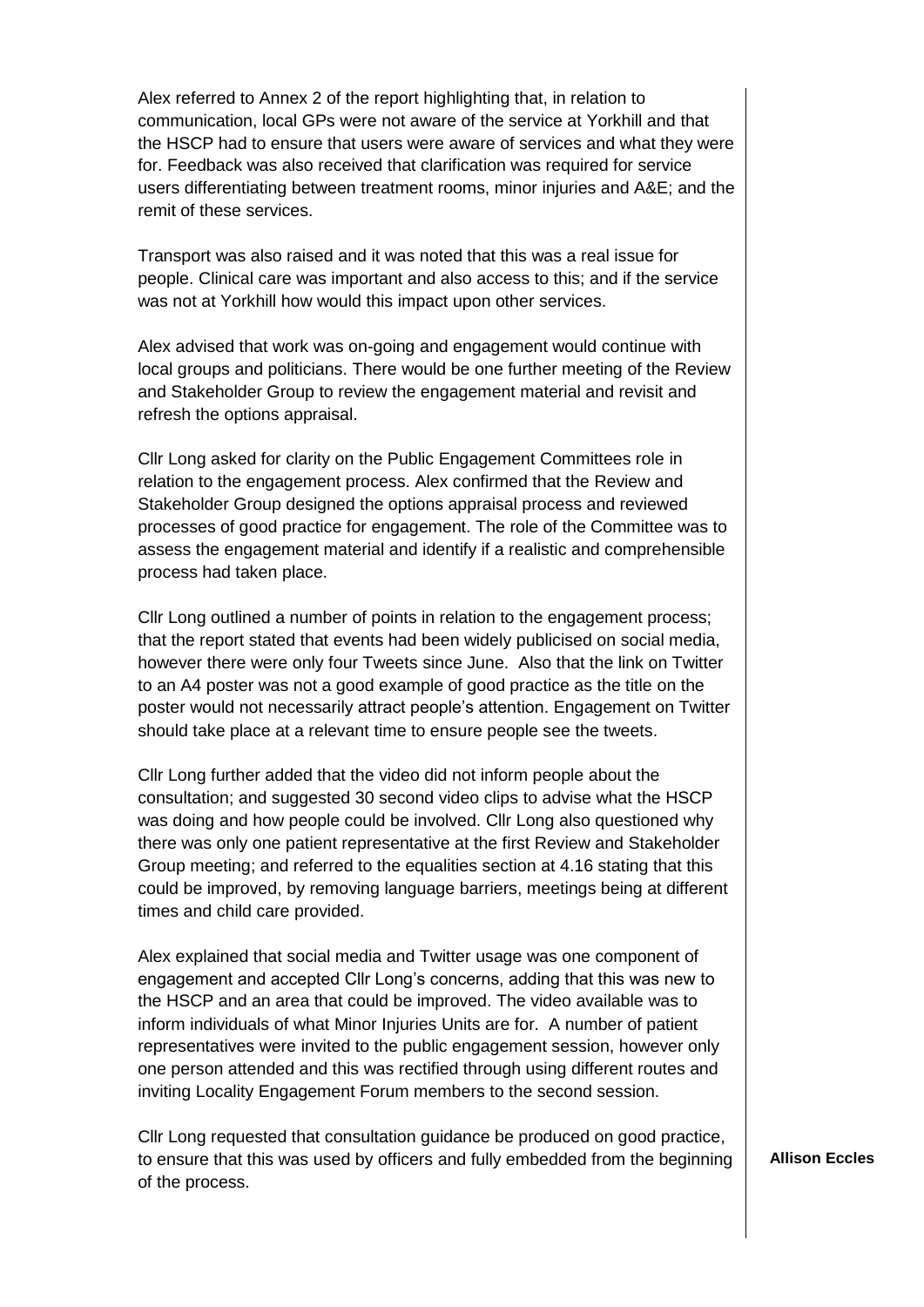Alex referred to Annex 2 of the report highlighting that, in relation to communication, local GPs were not aware of the service at Yorkhill and that the HSCP had to ensure that users were aware of services and what they were for. Feedback was also received that clarification was required for service users differentiating between treatment rooms, minor injuries and A&E; and the remit of these services.

Transport was also raised and it was noted that this was a real issue for people. Clinical care was important and also access to this; and if the service was not at Yorkhill how would this impact upon other services.

Alex advised that work was on-going and engagement would continue with local groups and politicians. There would be one further meeting of the Review and Stakeholder Group to review the engagement material and revisit and refresh the options appraisal.

Cllr Long asked for clarity on the Public Engagement Committees role in relation to the engagement process. Alex confirmed that the Review and Stakeholder Group designed the options appraisal process and reviewed processes of good practice for engagement. The role of the Committee was to assess the engagement material and identify if a realistic and comprehensible process had taken place.

Cllr Long outlined a number of points in relation to the engagement process; that the report stated that events had been widely publicised on social media, however there were only four Tweets since June. Also that the link on Twitter to an A4 poster was not a good example of good practice as the title on the poster would not necessarily attract people's attention. Engagement on Twitter should take place at a relevant time to ensure people see the tweets.

Cllr Long further added that the video did not inform people about the consultation; and suggested 30 second video clips to advise what the HSCP was doing and how people could be involved. Cllr Long also questioned why there was only one patient representative at the first Review and Stakeholder Group meeting; and referred to the equalities section at 4.16 stating that this could be improved, by removing language barriers, meetings being at different times and child care provided.

Alex explained that social media and Twitter usage was one component of engagement and accepted Cllr Long's concerns, adding that this was new to the HSCP and an area that could be improved. The video available was to inform individuals of what Minor Injuries Units are for. A number of patient representatives were invited to the public engagement session, however only one person attended and this was rectified through using different routes and inviting Locality Engagement Forum members to the second session.

Cllr Long requested that consultation guidance be produced on good practice, to ensure that this was used by officers and fully embedded from the beginning of the process.

**Allison Eccles**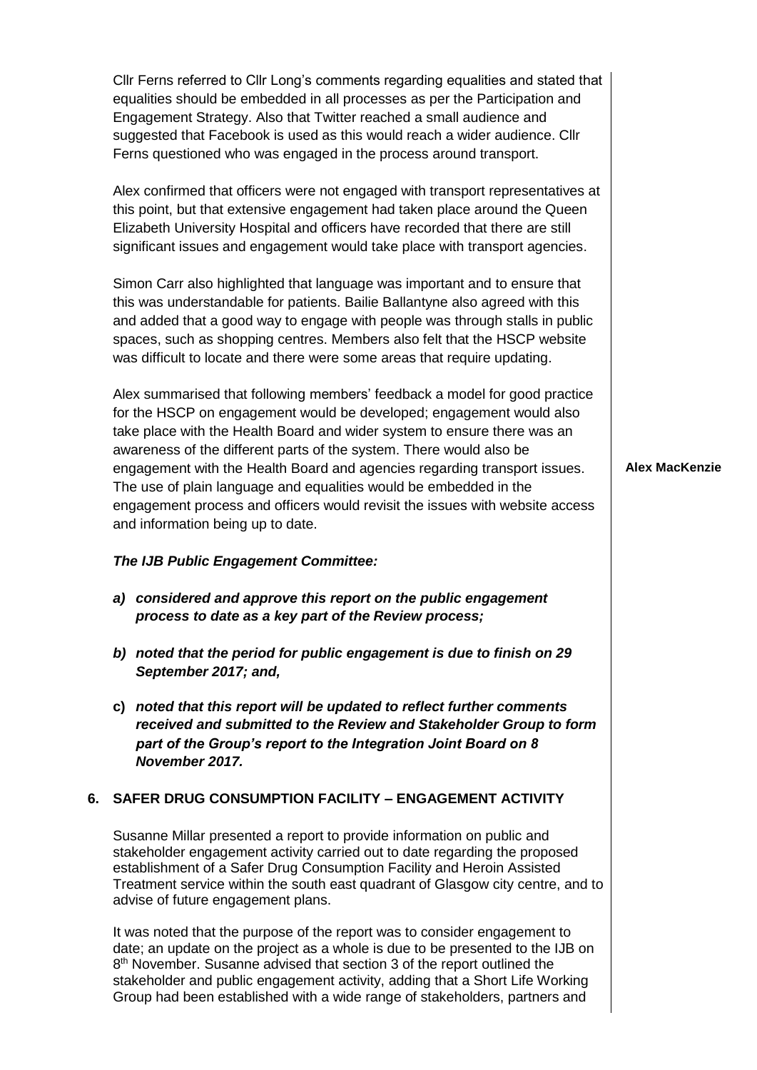Cllr Ferns referred to Cllr Long's comments regarding equalities and stated that equalities should be embedded in all processes as per the Participation and Engagement Strategy. Also that Twitter reached a small audience and suggested that Facebook is used as this would reach a wider audience. Cllr Ferns questioned who was engaged in the process around transport.

Alex confirmed that officers were not engaged with transport representatives at this point, but that extensive engagement had taken place around the Queen Elizabeth University Hospital and officers have recorded that there are still significant issues and engagement would take place with transport agencies.

Simon Carr also highlighted that language was important and to ensure that this was understandable for patients. Bailie Ballantyne also agreed with this and added that a good way to engage with people was through stalls in public spaces, such as shopping centres. Members also felt that the HSCP website was difficult to locate and there were some areas that require updating.

Alex summarised that following members' feedback a model for good practice for the HSCP on engagement would be developed; engagement would also take place with the Health Board and wider system to ensure there was an awareness of the different parts of the system. There would also be engagement with the Health Board and agencies regarding transport issues. The use of plain language and equalities would be embedded in the engagement process and officers would revisit the issues with website access and information being up to date.

**Alex MacKenzie**

***The IJB Public Engagement Committee:***

***a) considered and approve this report on the public engagement process to date as a key part of the Review process;***

***b) noted that the period for public engagement is due to finish on 29 September 2017; and,***

***c) noted that this report will be updated to reflect further comments received and submitted to the Review and Stakeholder Group to form part of the Group's report to the Integration Joint Board on 8 November 2017.***

## 6. SAFER DRUG CONSUMPTION FACILITY – ENGAGEMENT ACTIVITY

Susanne Millar presented a report to provide information on public and stakeholder engagement activity carried out to date regarding the proposed establishment of a Safer Drug Consumption Facility and Heroin Assisted Treatment service within the south east quadrant of Glasgow city centre, and to advise of future engagement plans.

It was noted that the purpose of the report was to consider engagement to date; an update on the project as a whole is due to be presented to the IJB on 8th November. Susanne advised that section 3 of the report outlined the stakeholder and public engagement activity, adding that a Short Life Working Group had been established with a wide range of stakeholders, partners and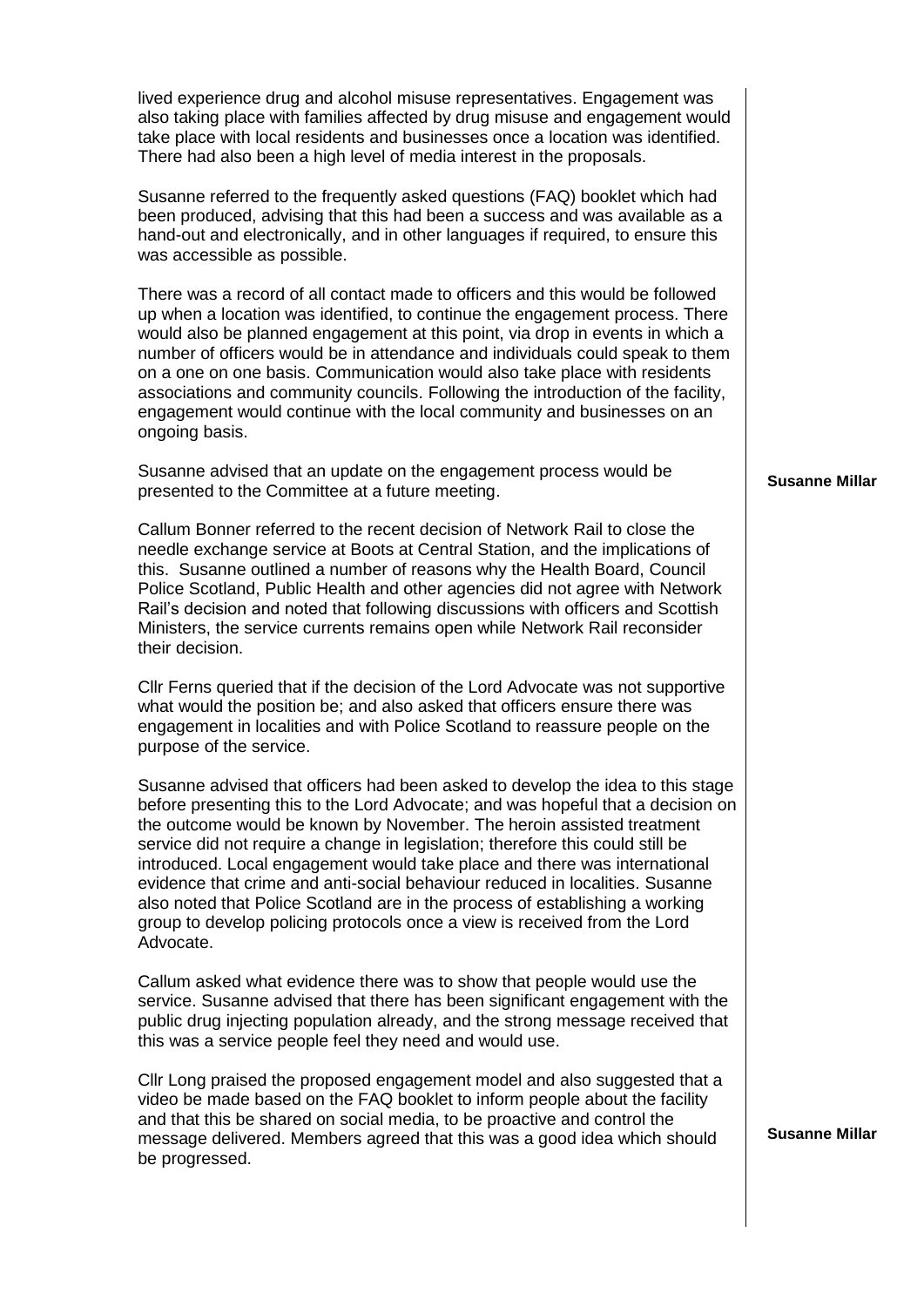lived experience drug and alcohol misuse representatives. Engagement was also taking place with families affected by drug misuse and engagement would take place with local residents and businesses once a location was identified. There had also been a high level of media interest in the proposals.

Susanne referred to the frequently asked questions (FAQ) booklet which had been produced, advising that this had been a success and was available as a hand-out and electronically, and in other languages if required, to ensure this was accessible as possible.

There was a record of all contact made to officers and this would be followed up when a location was identified, to continue the engagement process. There would also be planned engagement at this point, via drop in events in which a number of officers would be in attendance and individuals could speak to them on a one on one basis. Communication would also take place with residents associations and community councils. Following the introduction of the facility, engagement would continue with the local community and businesses on an ongoing basis.

Susanne advised that an update on the engagement process would be presented to the Committee at a future meeting. **Susanne Millar**

Callum Bonner referred to the recent decision of Network Rail to close the needle exchange service at Boots at Central Station, and the implications of this. Susanne outlined a number of reasons why the Health Board, Council Police Scotland, Public Health and other agencies did not agree with Network Rail's decision and noted that following discussions with officers and Scottish Ministers, the service currents remains open while Network Rail reconsider their decision.

Cllr Ferns queried that if the decision of the Lord Advocate was not supportive what would the position be; and also asked that officers ensure there was engagement in localities and with Police Scotland to reassure people on the purpose of the service.

Susanne advised that officers had been asked to develop the idea to this stage before presenting this to the Lord Advocate; and was hopeful that a decision on the outcome would be known by November. The heroin assisted treatment service did not require a change in legislation; therefore this could still be introduced. Local engagement would take place and there was international evidence that crime and anti-social behaviour reduced in localities. Susanne also noted that Police Scotland are in the process of establishing a working group to develop policing protocols once a view is received from the Lord Advocate.

Callum asked what evidence there was to show that people would use the service. Susanne advised that there has been significant engagement with the public drug injecting population already, and the strong message received that this was a service people feel they need and would use.

Cllr Long praised the proposed engagement model and also suggested that a video be made based on the FAQ booklet to inform people about the facility and that this be shared on social media, to be proactive and control the message delivered. Members agreed that this was a good idea which should be progressed. **Susanne Millar**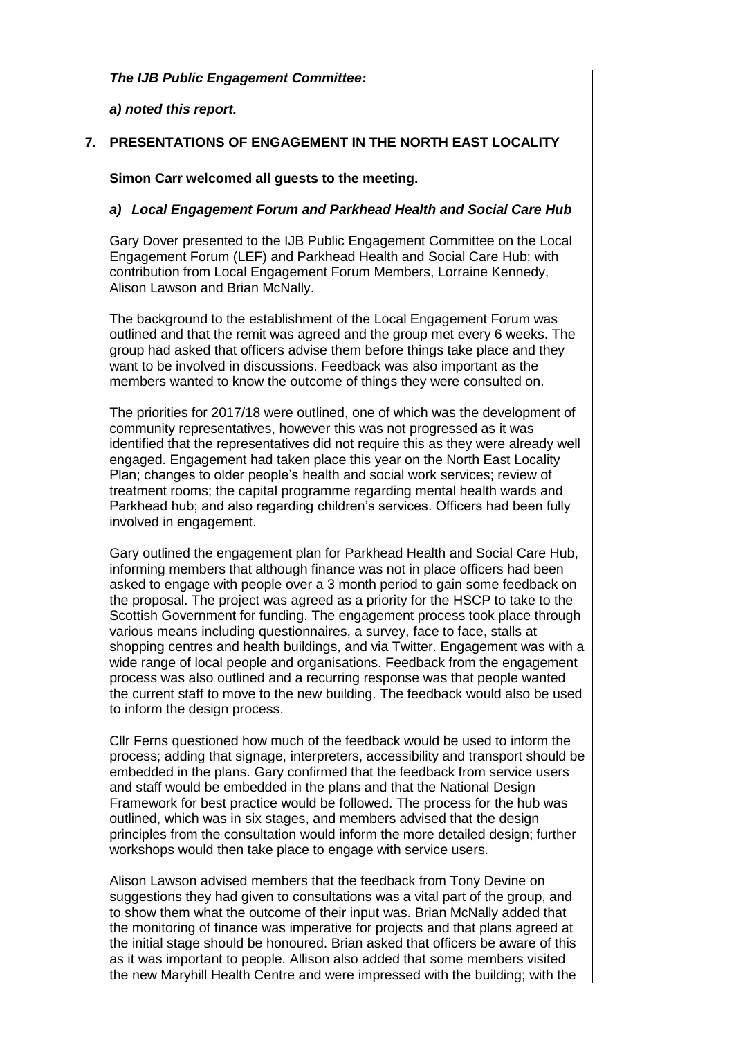***The IJB Public Engagement Committee:***

***a) noted this report.***

## 7. PRESENTATIONS OF ENGAGEMENT IN THE NORTH EAST LOCALITY

**Simon Carr welcomed all guests to the meeting.**

### *a) Local Engagement Forum and Parkhead Health and Social Care Hub*

Gary Dover presented to the IJB Public Engagement Committee on the Local Engagement Forum (LEF) and Parkhead Health and Social Care Hub; with contribution from Local Engagement Forum Members, Lorraine Kennedy, Alison Lawson and Brian McNally.

The background to the establishment of the Local Engagement Forum was outlined and that the remit was agreed and the group met every 6 weeks. The group had asked that officers advise them before things take place and they want to be involved in discussions. Feedback was also important as the members wanted to know the outcome of things they were consulted on.

The priorities for 2017/18 were outlined, one of which was the development of community representatives, however this was not progressed as it was identified that the representatives did not require this as they were already well engaged. Engagement had taken place this year on the North East Locality Plan; changes to older people's health and social work services; review of treatment rooms; the capital programme regarding mental health wards and Parkhead hub; and also regarding children's services. Officers had been fully involved in engagement.

Gary outlined the engagement plan for Parkhead Health and Social Care Hub, informing members that although finance was not in place officers had been asked to engage with people over a 3 month period to gain some feedback on the proposal. The project was agreed as a priority for the HSCP to take to the Scottish Government for funding. The engagement process took place through various means including questionnaires, a survey, face to face, stalls at shopping centres and health buildings, and via Twitter. Engagement was with a wide range of local people and organisations. Feedback from the engagement process was also outlined and a recurring response was that people wanted the current staff to move to the new building. The feedback would also be used to inform the design process.

Cllr Ferns questioned how much of the feedback would be used to inform the process; adding that signage, interpreters, accessibility and transport should be embedded in the plans. Gary confirmed that the feedback from service users and staff would be embedded in the plans and that the National Design Framework for best practice would be followed. The process for the hub was outlined, which was in six stages, and members advised that the design principles from the consultation would inform the more detailed design; further workshops would then take place to engage with service users.

Alison Lawson advised members that the feedback from Tony Devine on suggestions they had given to consultations was a vital part of the group, and to show them what the outcome of their input was. Brian McNally added that the monitoring of finance was imperative for projects and that plans agreed at the initial stage should be honoured. Brian asked that officers be aware of this as it was important to people. Allison also added that some members visited the new Maryhill Health Centre and were impressed with the building; with the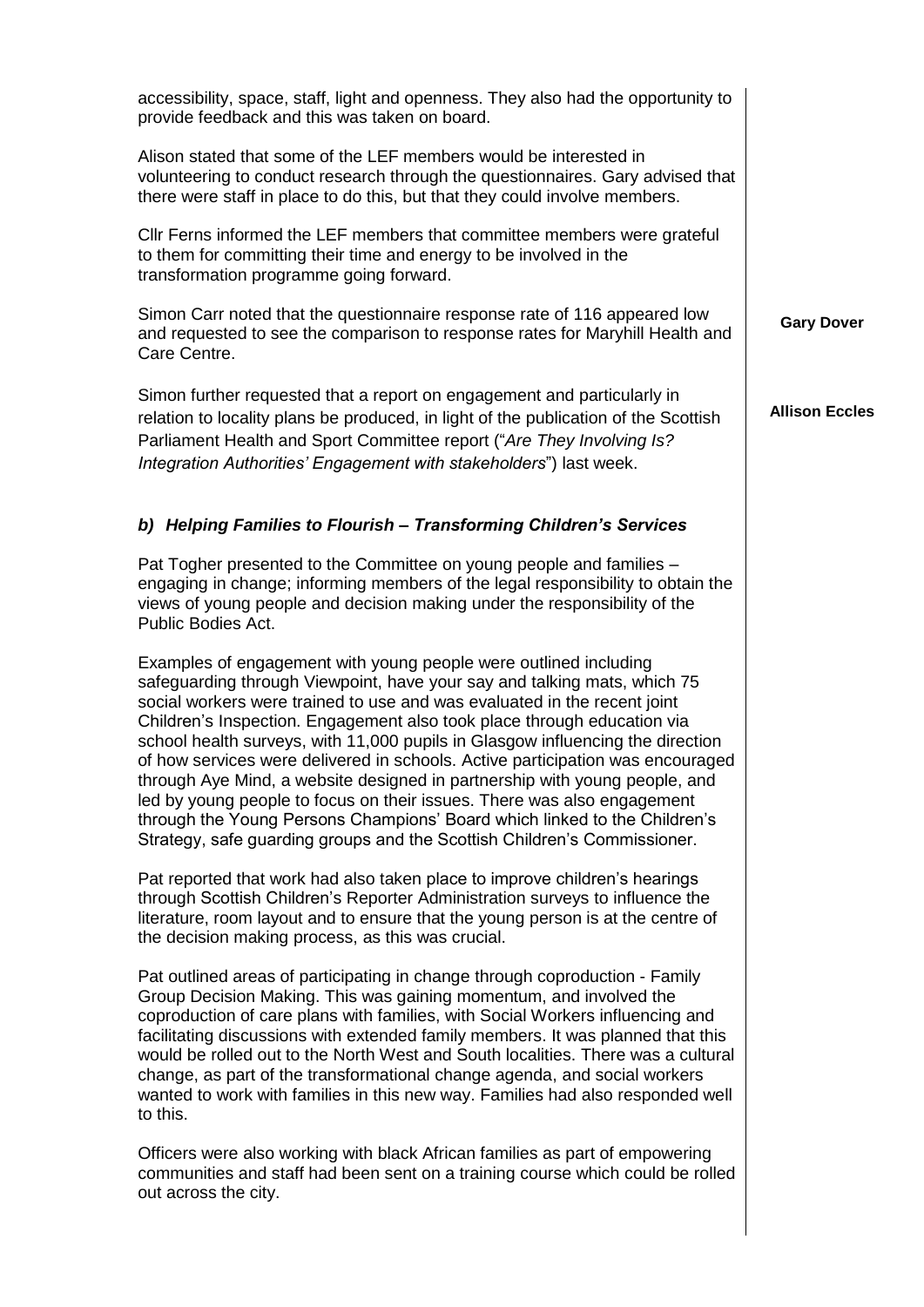accessibility, space, staff, light and openness. They also had the opportunity to provide feedback and this was taken on board.

Alison stated that some of the LEF members would be interested in volunteering to conduct research through the questionnaires. Gary advised that there were staff in place to do this, but that they could involve members.

Cllr Ferns informed the LEF members that committee members were grateful to them for committing their time and energy to be involved in the transformation programme going forward.

Simon Carr noted that the questionnaire response rate of 116 appeared low and requested to see the comparison to response rates for Maryhill Health and Care Centre.

**Gary Dover**

Simon further requested that a report on engagement and particularly in relation to locality plans be produced, in light of the publication of the Scottish Parliament Health and Sport Committee report ("*Are They Involving Is? Integration Authorities' Engagement with stakeholders*") last week.

**Allison Eccles**

### *b) Helping Families to Flourish – Transforming Children's Services*

Pat Togher presented to the Committee on young people and families – engaging in change; informing members of the legal responsibility to obtain the views of young people and decision making under the responsibility of the Public Bodies Act.

Examples of engagement with young people were outlined including safeguarding through Viewpoint, have your say and talking mats, which 75 social workers were trained to use and was evaluated in the recent joint Children's Inspection. Engagement also took place through education via school health surveys, with 11,000 pupils in Glasgow influencing the direction of how services were delivered in schools. Active participation was encouraged through Aye Mind, a website designed in partnership with young people, and led by young people to focus on their issues. There was also engagement through the Young Persons Champions' Board which linked to the Children's Strategy, safe guarding groups and the Scottish Children's Commissioner.

Pat reported that work had also taken place to improve children's hearings through Scottish Children's Reporter Administration surveys to influence the literature, room layout and to ensure that the young person is at the centre of the decision making process, as this was crucial.

Pat outlined areas of participating in change through coproduction - Family Group Decision Making. This was gaining momentum, and involved the coproduction of care plans with families, with Social Workers influencing and facilitating discussions with extended family members. It was planned that this would be rolled out to the North West and South localities. There was a cultural change, as part of the transformational change agenda, and social workers wanted to work with families in this new way. Families had also responded well to this.

Officers were also working with black African families as part of empowering communities and staff had been sent on a training course which could be rolled out across the city.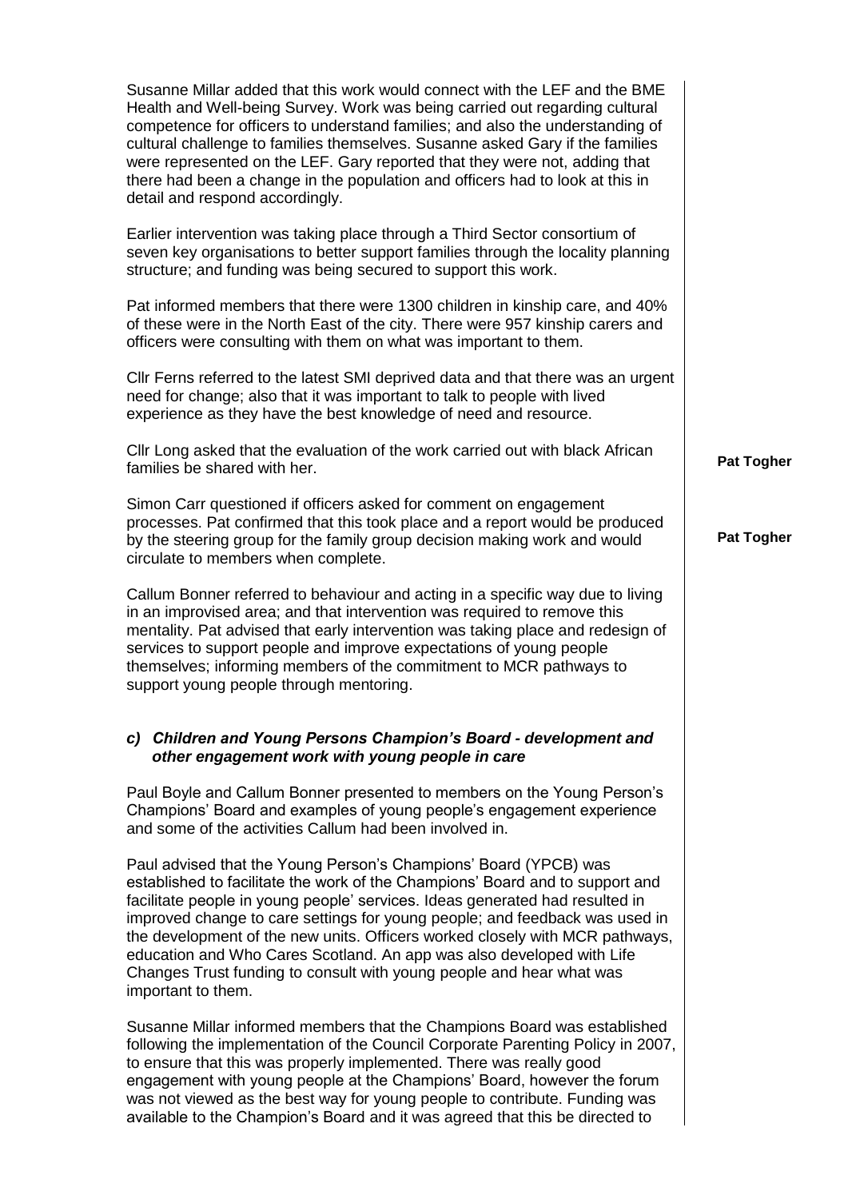Susanne Millar added that this work would connect with the LEF and the BME Health and Well-being Survey. Work was being carried out regarding cultural competence for officers to understand families; and also the understanding of cultural challenge to families themselves. Susanne asked Gary if the families were represented on the LEF. Gary reported that they were not, adding that there had been a change in the population and officers had to look at this in detail and respond accordingly.

Earlier intervention was taking place through a Third Sector consortium of seven key organisations to better support families through the locality planning structure; and funding was being secured to support this work.

Pat informed members that there were 1300 children in kinship care, and 40% of these were in the North East of the city. There were 957 kinship carers and officers were consulting with them on what was important to them.

Cllr Ferns referred to the latest SMI deprived data and that there was an urgent need for change; also that it was important to talk to people with lived experience as they have the best knowledge of need and resource.

Cllr Long asked that the evaluation of the work carried out with black African families be shared with her. **Pat Togher**

Simon Carr questioned if officers asked for comment on engagement processes. Pat confirmed that this took place and a report would be produced by the steering group for the family group decision making work and would circulate to members when complete. **Pat Togher**

Callum Bonner referred to behaviour and acting in a specific way due to living in an improvised area; and that early intervention was required to remove this mentality. Pat advised that early intervention was taking place and redesign of services to support people and improve expectations of young people themselves; informing members of the commitment to MCR pathways to support young people through mentoring.

***c) Children and Young Persons Champion's Board - development and other engagement work with young people in care***

Paul Boyle and Callum Bonner presented to members on the Young Person's Champions' Board and examples of young people's engagement experience and some of the activities Callum had been involved in.

Paul advised that the Young Person's Champions' Board (YPCB) was established to facilitate the work of the Champions' Board and to support and facilitate people in young people' services. Ideas generated had resulted in improved change to care settings for young people; and feedback was used in the development of the new units. Officers worked closely with MCR pathways, education and Who Cares Scotland. An app was also developed with Life Changes Trust funding to consult with young people and hear what was important to them.

Susanne Millar informed members that the Champions Board was established following the implementation of the Council Corporate Parenting Policy in 2007, to ensure that this was properly implemented. There was really good engagement with young people at the Champions' Board, however the forum was not viewed as the best way for young people to contribute. Funding was available to the Champion's Board and it was agreed that this be directed to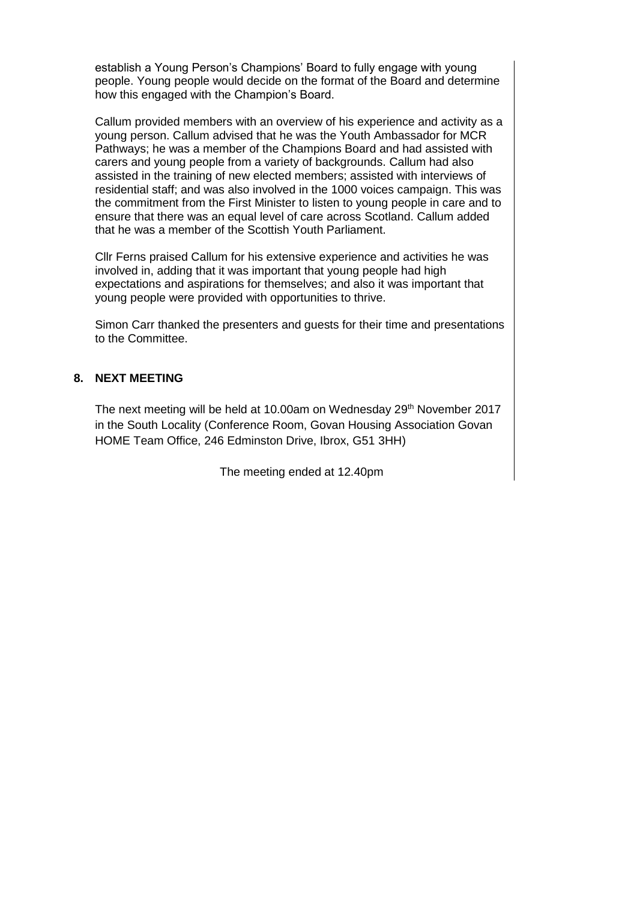establish a Young Person's Champions' Board to fully engage with young people. Young people would decide on the format of the Board and determine how this engaged with the Champion's Board.

Callum provided members with an overview of his experience and activity as a young person. Callum advised that he was the Youth Ambassador for MCR Pathways; he was a member of the Champions Board and had assisted with carers and young people from a variety of backgrounds. Callum had also assisted in the training of new elected members; assisted with interviews of residential staff; and was also involved in the 1000 voices campaign. This was the commitment from the First Minister to listen to young people in care and to ensure that there was an equal level of care across Scotland. Callum added that he was a member of the Scottish Youth Parliament.

Cllr Ferns praised Callum for his extensive experience and activities he was involved in, adding that it was important that young people had high expectations and aspirations for themselves; and also it was important that young people were provided with opportunities to thrive.

Simon Carr thanked the presenters and guests for their time and presentations to the Committee.

## 8. NEXT MEETING

The next meeting will be held at 10.00am on Wednesday 29th November 2017 in the South Locality (Conference Room, Govan Housing Association Govan HOME Team Office, 246 Edminston Drive, Ibrox, G51 3HH)

The meeting ended at 12.40pm